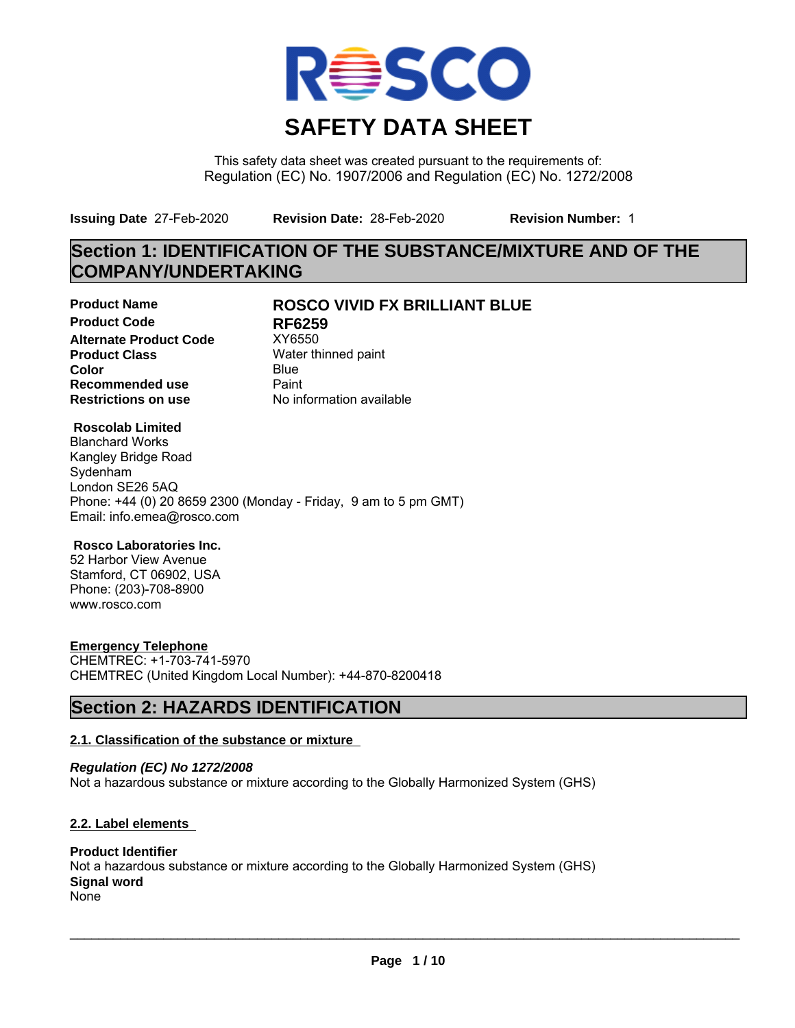# SAFETY DATA SHEET

This safety data sheet was created pursuant to the requirements of:
Regulation (EC) No. 1907/2006 and Regulation (EC) No. 1272/2008

**Issuing Date** 27-Feb-2020 **Revision Date:** 28-Feb-2020 **Revision Number:** 1

## Section 1: IDENTIFICATION OF THE SUBSTANCE/MIXTURE AND OF THE COMPANY/UNDERTAKING

| | |
|---|---|
| **Product Name** | **ROSCO VIVID FX BRILLIANT BLUE** |
| **Product Code** | **RF6259** |
| **Alternate Product Code** | XY6550 |
| **Product Class** | Water thinned paint |
| **Color** | Blue |
| **Recommended use** | Paint |
| **Restrictions on use** | No information available |

**Roscolab Limited**
Blanchard Works
Kangley Bridge Road
Sydenham
London SE26 5AQ
Phone: +44 (0) 20 8659 2300 (Monday - Friday, 9 am to 5 pm GMT)
Email: info.emea@rosco.com

**Rosco Laboratories Inc.**
52 Harbor View Avenue
Stamford, CT 06902, USA
Phone: (203)-708-8900
www.rosco.com

**Emergency Telephone**
CHEMTREC: +1-703-741-5970
CHEMTREC (United Kingdom Local Number): +44-870-8200418

## Section 2: HAZARDS IDENTIFICATION

### 2.1. Classification of the substance or mixture

***Regulation (EC) No 1272/2008***
Not a hazardous substance or mixture according to the Globally Harmonized System (GHS)

### 2.2. Label elements

**Product Identifier**
Not a hazardous substance or mixture according to the Globally Harmonized System (GHS)
**Signal word**
None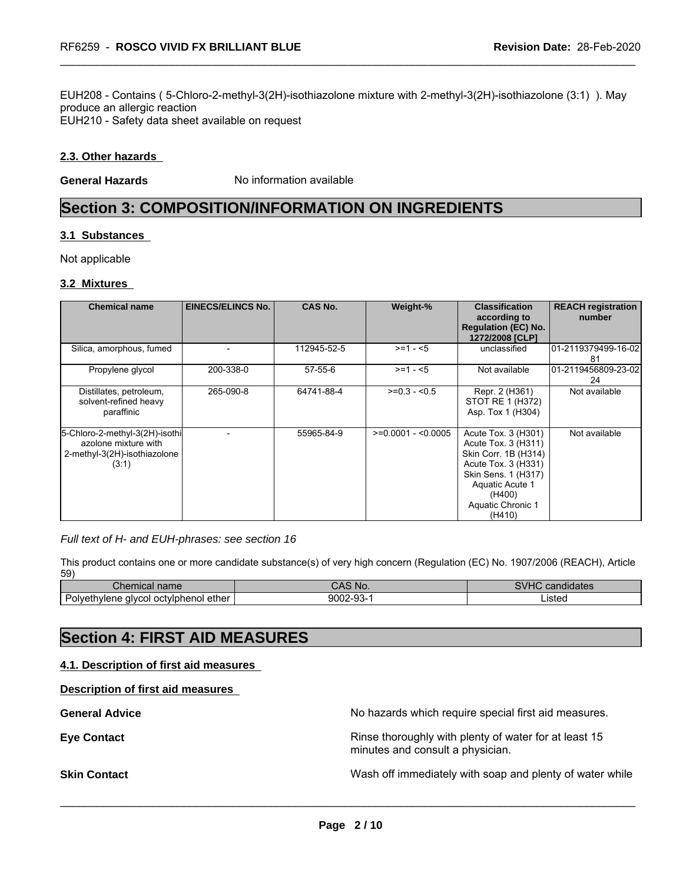EUH208 - Contains ( 5-Chloro-2-methyl-3(2H)-isothiazolone mixture with 2-methyl-3(2H)-isothiazolone (3:1) ). May produce an allergic reaction
EUH210 - Safety data sheet available on request

### 2.3. Other hazards

**General Hazards** No information available

## Section 3: COMPOSITION/INFORMATION ON INGREDIENTS

### 3.1 Substances

Not applicable

### 3.2 Mixtures

| Chemical name | EINECS/ELINCS No. | CAS No. | Weight-% | Classification according to Regulation (EC) No. 1272/2008 [CLP] | REACH registration number |
|---|---|---|---|---|---|
| Silica, amorphous, fumed | - | 112945-52-5 | >=1 - <5 | unclassified | 01-2119379499-16-0281 |
| Propylene glycol | 200-338-0 | 57-55-6 | >=1 - <5 | Not available | 01-2119456809-23-0224 |
| Distillates, petroleum, solvent-refined heavy paraffinic | 265-090-8 | 64741-88-4 | >=0.3 - <0.5 | Repr. 2 (H361) STOT RE 1 (H372) Asp. Tox 1 (H304) | Not available |
| 5-Chloro-2-methyl-3(2H)-isothiazolone mixture with 2-methyl-3(2H)-isothiazolone (3:1) | - | 55965-84-9 | >=0.0001 - <0.0005 | Acute Tox. 3 (H301) Acute Tox. 3 (H311) Skin Corr. 1B (H314) Acute Tox. 3 (H331) Skin Sens. 1 (H317) Aquatic Acute 1 (H400) Aquatic Chronic 1 (H410) | Not available |

*Full text of H- and EUH-phrases: see section 16*

This product contains one or more candidate substance(s) of very high concern (Regulation (EC) No. 1907/2006 (REACH), Article 59)

| Chemical name | CAS No. | SVHC candidates |
|---|---|---|
| Polyethylene glycol octylphenol ether | 9002-93-1 | Listed |

## Section 4: FIRST AID MEASURES

### 4.1. Description of first aid measures

**Description of first aid measures**

**General Advice** No hazards which require special first aid measures.

**Eye Contact** Rinse thoroughly with plenty of water for at least 15 minutes and consult a physician.

**Skin Contact** Wash off immediately with soap and plenty of water while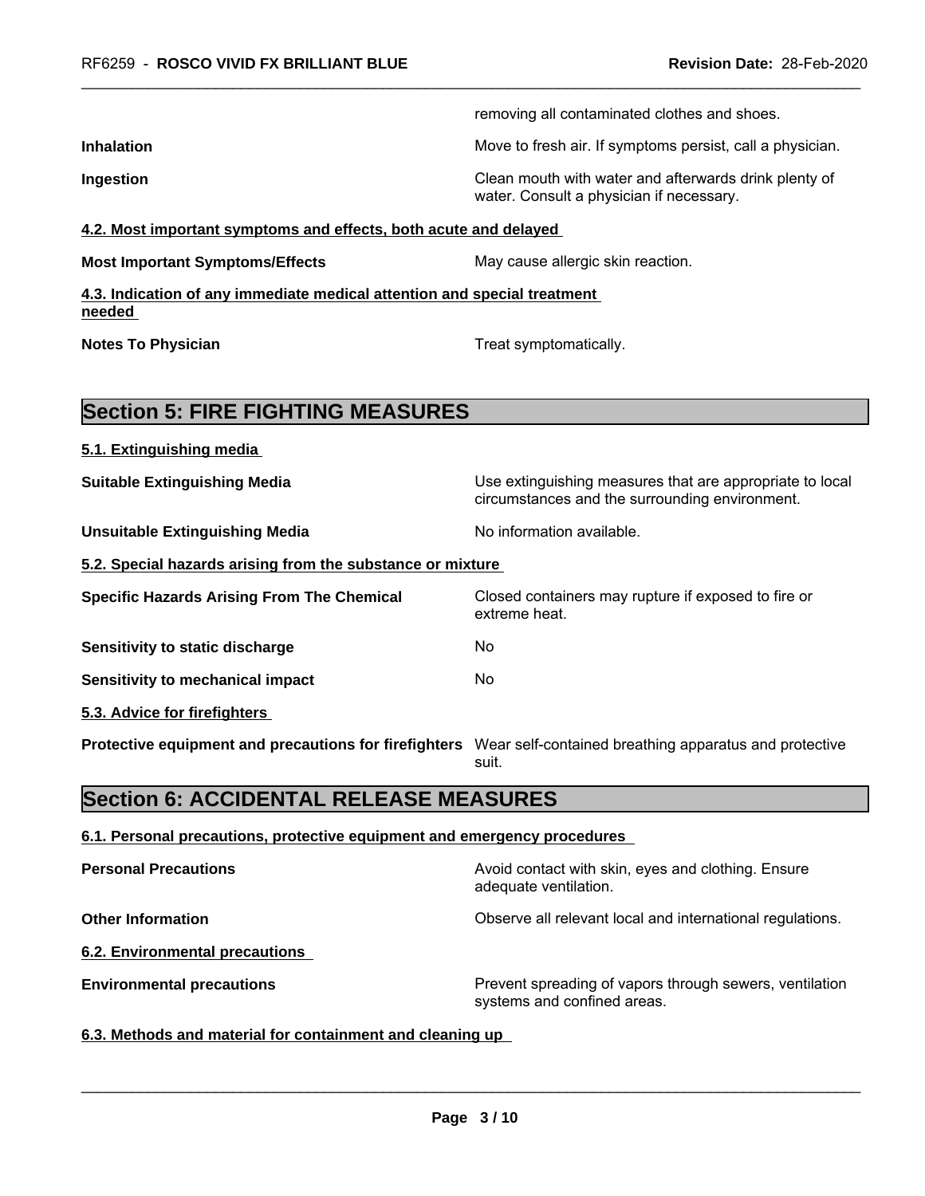| | |
|---|---|
| | removing all contaminated clothes and shoes. |
| **Inhalation** | Move to fresh air. If symptoms persist, call a physician. |
| **Ingestion** | Clean mouth with water and afterwards drink plenty of water. Consult a physician if necessary. |

**4.2. Most important symptoms and effects, both acute and delayed**

| | |
|---|---|
| **Most Important Symptoms/Effects** | May cause allergic skin reaction. |

**4.3. Indication of any immediate medical attention and special treatment needed**

| | |
|---|---|
| **Notes To Physician** | Treat symptomatically. |

## Section 5: FIRE FIGHTING MEASURES

**5.1. Extinguishing media**

| | |
|---|---|
| **Suitable Extinguishing Media** | Use extinguishing measures that are appropriate to local circumstances and the surrounding environment. |
| **Unsuitable Extinguishing Media** | No information available. |

**5.2. Special hazards arising from the substance or mixture**

| | |
|---|---|
| **Specific Hazards Arising From The Chemical** | Closed containers may rupture if exposed to fire or extreme heat. |
| **Sensitivity to static discharge** | No |
| **Sensitivity to mechanical impact** | No |

**5.3. Advice for firefighters**

| | |
|---|---|
| **Protective equipment and precautions for firefighters** | Wear self-contained breathing apparatus and protective suit. |

## Section 6: ACCIDENTAL RELEASE MEASURES

**6.1. Personal precautions, protective equipment and emergency procedures**

| | |
|---|---|
| **Personal Precautions** | Avoid contact with skin, eyes and clothing. Ensure adequate ventilation. |
| **Other Information** | Observe all relevant local and international regulations. |

**6.2. Environmental precautions**

| | |
|---|---|
| **Environmental precautions** | Prevent spreading of vapors through sewers, ventilation systems and confined areas. |

**6.3. Methods and material for containment and cleaning up**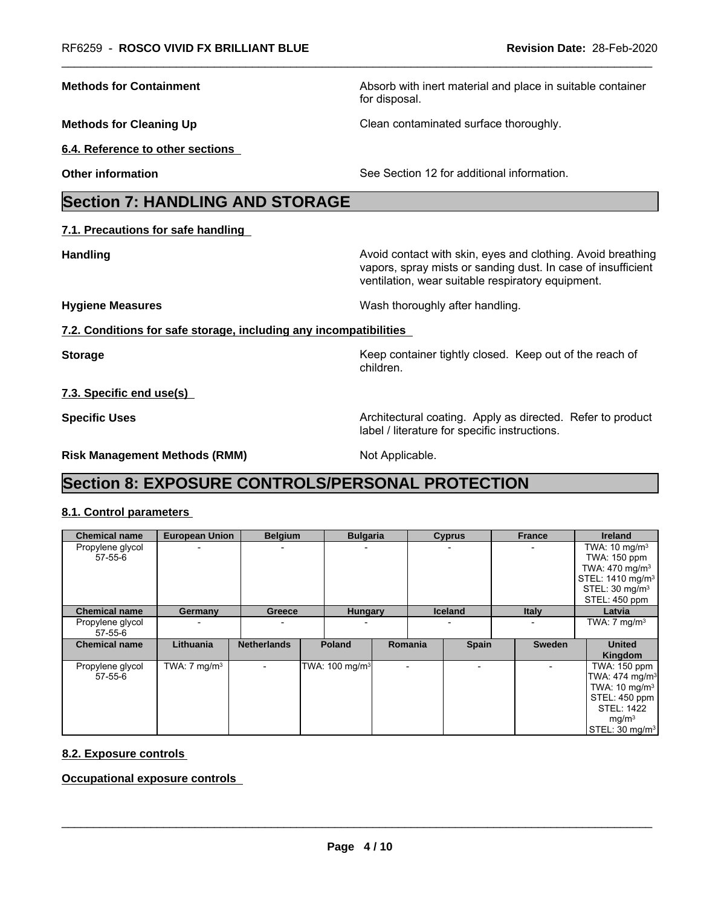**Methods for Containment** Absorb with inert material and place in suitable container for disposal.

**Methods for Cleaning Up** Clean contaminated surface thoroughly.

**6.4. Reference to other sections**

**Other information** See Section 12 for additional information.

# Section 7: HANDLING AND STORAGE

**7.1. Precautions for safe handling**

**Handling** Avoid contact with skin, eyes and clothing. Avoid breathing vapors, spray mists or sanding dust. In case of insufficient ventilation, wear suitable respiratory equipment.

**Hygiene Measures** Wash thoroughly after handling.

**7.2. Conditions for safe storage, including any incompatibilities**

**Storage** Keep container tightly closed. Keep out of the reach of children.

**7.3. Specific end use(s)**

**Specific Uses** Architectural coating. Apply as directed. Refer to product label / literature for specific instructions.

**Risk Management Methods (RMM)** Not Applicable.

# Section 8: EXPOSURE CONTROLS/PERSONAL PROTECTION

**8.1. Control parameters**

| Chemical name | European Union | Belgium | Bulgaria | Cyprus | France | Ireland |
|---|---|---|---|---|---|---|
| Propylene glycol 57-55-6 | - | - | - | - | - | TWA: 10 mg/m³ TWA: 150 ppm TWA: 470 mg/m³ STEL: 1410 mg/m³ STEL: 30 mg/m³ STEL: 450 ppm |

| Chemical name | Germany | Greece | Hungary | Iceland | Italy | Latvia |
|---|---|---|---|---|---|---|
| Propylene glycol 57-55-6 | - | - | - | - | - | TWA: 7 mg/m³ |

| Chemical name | Lithuania | Netherlands | Poland | Romania | Spain | Sweden | United Kingdom |
|---|---|---|---|---|---|---|---|
| Propylene glycol 57-55-6 | TWA: 7 mg/m³ | - | TWA: 100 mg/m³ | - | - | - | TWA: 150 ppm TWA: 474 mg/m³ TWA: 10 mg/m³ STEL: 450 ppm STEL: 1422 mg/m³ STEL: 30 mg/m³ |

**8.2. Exposure controls**

**Occupational exposure controls**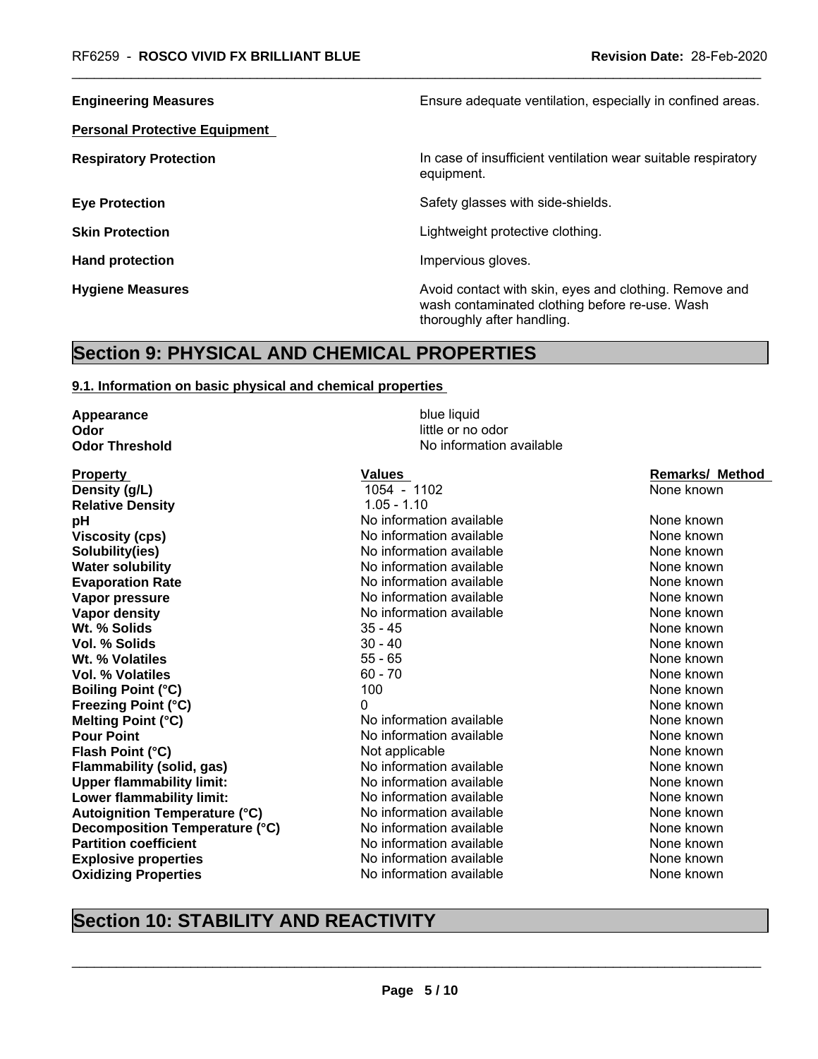| | |
|---|---|
| **Engineering Measures** | Ensure adequate ventilation, especially in confined areas. |

**Personal Protective Equipment**

| | |
|---|---|
| **Respiratory Protection** | In case of insufficient ventilation wear suitable respiratory equipment. |
| **Eye Protection** | Safety glasses with side-shields. |
| **Skin Protection** | Lightweight protective clothing. |
| **Hand protection** | Impervious gloves. |
| **Hygiene Measures** | Avoid contact with skin, eyes and clothing. Remove and wash contaminated clothing before re-use. Wash thoroughly after handling. |

## Section 9: PHYSICAL AND CHEMICAL PROPERTIES

### 9.1. Information on basic physical and chemical properties

| | |
|---|---|
| **Appearance** | blue liquid |
| **Odor** | little or no odor |
| **Odor Threshold** | No information available |

| Property | Values | Remarks/ Method |
|---|---|---|
| **Density (g/L)** | 1054 - 1102 | None known |
| **Relative Density** | 1.05 - 1.10 | |
| **pH** | No information available | None known |
| **Viscosity (cps)** | No information available | None known |
| **Solubility(ies)** | No information available | None known |
| **Water solubility** | No information available | None known |
| **Evaporation Rate** | No information available | None known |
| **Vapor pressure** | No information available | None known |
| **Vapor density** | No information available | None known |
| **Wt. % Solids** | 35 - 45 | None known |
| **Vol. % Solids** | 30 - 40 | None known |
| **Wt. % Volatiles** | 55 - 65 | None known |
| **Vol. % Volatiles** | 60 - 70 | None known |
| **Boiling Point (°C)** | 100 | None known |
| **Freezing Point (°C)** | 0 | None known |
| **Melting Point (°C)** | No information available | None known |
| **Pour Point** | No information available | None known |
| **Flash Point (°C)** | Not applicable | None known |
| **Flammability (solid, gas)** | No information available | None known |
| **Upper flammability limit:** | No information available | None known |
| **Lower flammability limit:** | No information available | None known |
| **Autoignition Temperature (°C)** | No information available | None known |
| **Decomposition Temperature (°C)** | No information available | None known |
| **Partition coefficient** | No information available | None known |
| **Explosive properties** | No information available | None known |
| **Oxidizing Properties** | No information available | None known |

## Section 10: STABILITY AND REACTIVITY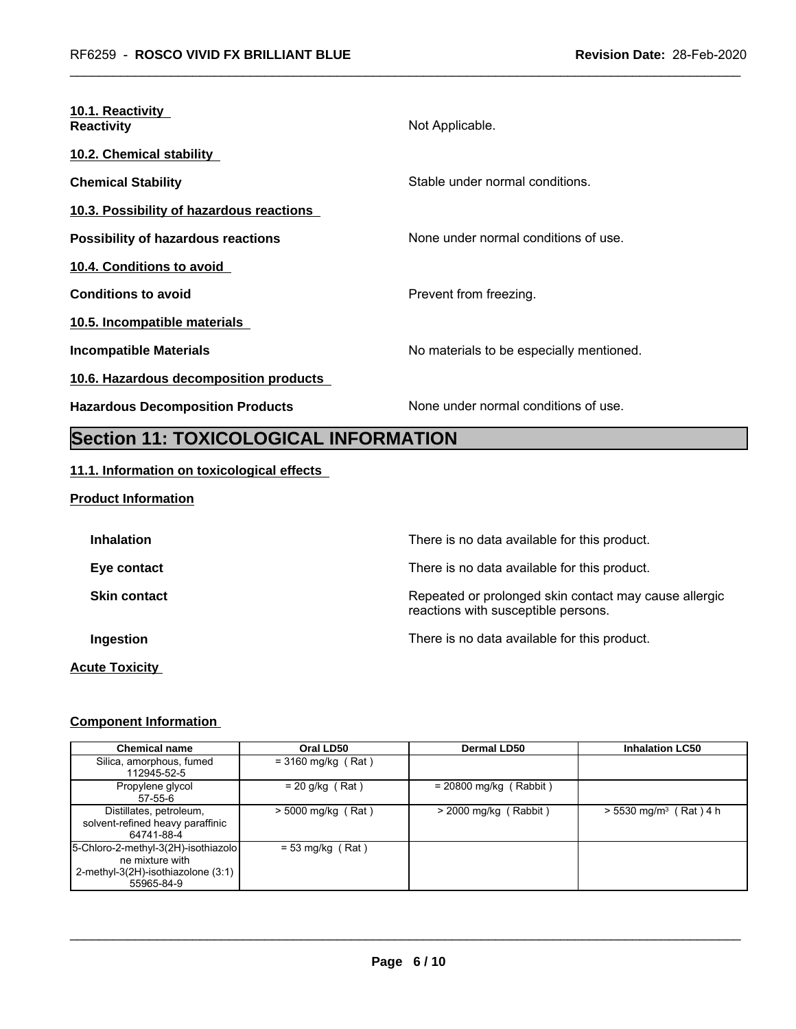**10.1. Reactivity**

**Reactivity** Not Applicable.

**10.2. Chemical stability**

**Chemical Stability** Stable under normal conditions.

**10.3. Possibility of hazardous reactions**

**Possibility of hazardous reactions** None under normal conditions of use.

**10.4. Conditions to avoid**

**Conditions to avoid** Prevent from freezing.

**10.5. Incompatible materials**

**Incompatible Materials** No materials to be especially mentioned.

**10.6. Hazardous decomposition products**

**Hazardous Decomposition Products** None under normal conditions of use.

## Section 11: TOXICOLOGICAL INFORMATION

**11.1. Information on toxicological effects**

**Product Information**

**Inhalation** There is no data available for this product.

**Eye contact** There is no data available for this product.

**Skin contact** Repeated or prolonged skin contact may cause allergic reactions with susceptible persons.

**Ingestion** There is no data available for this product.

**Acute Toxicity**

**Component Information**

| Chemical name | Oral LD50 | Dermal LD50 | Inhalation LC50 |
|---|---|---|---|
| Silica, amorphous, fumed 112945-52-5 | = 3160 mg/kg ( Rat ) | | |
| Propylene glycol 57-55-6 | = 20 g/kg ( Rat ) | = 20800 mg/kg ( Rabbit ) | |
| Distillates, petroleum, solvent-refined heavy paraffinic 64741-88-4 | > 5000 mg/kg ( Rat ) | > 2000 mg/kg ( Rabbit ) | > 5530 mg/m³ ( Rat ) 4 h |
| 5-Chloro-2-methyl-3(2H)-isothiazolone mixture with 2-methyl-3(2H)-isothiazolone (3:1) 55965-84-9 | = 53 mg/kg ( Rat ) | | |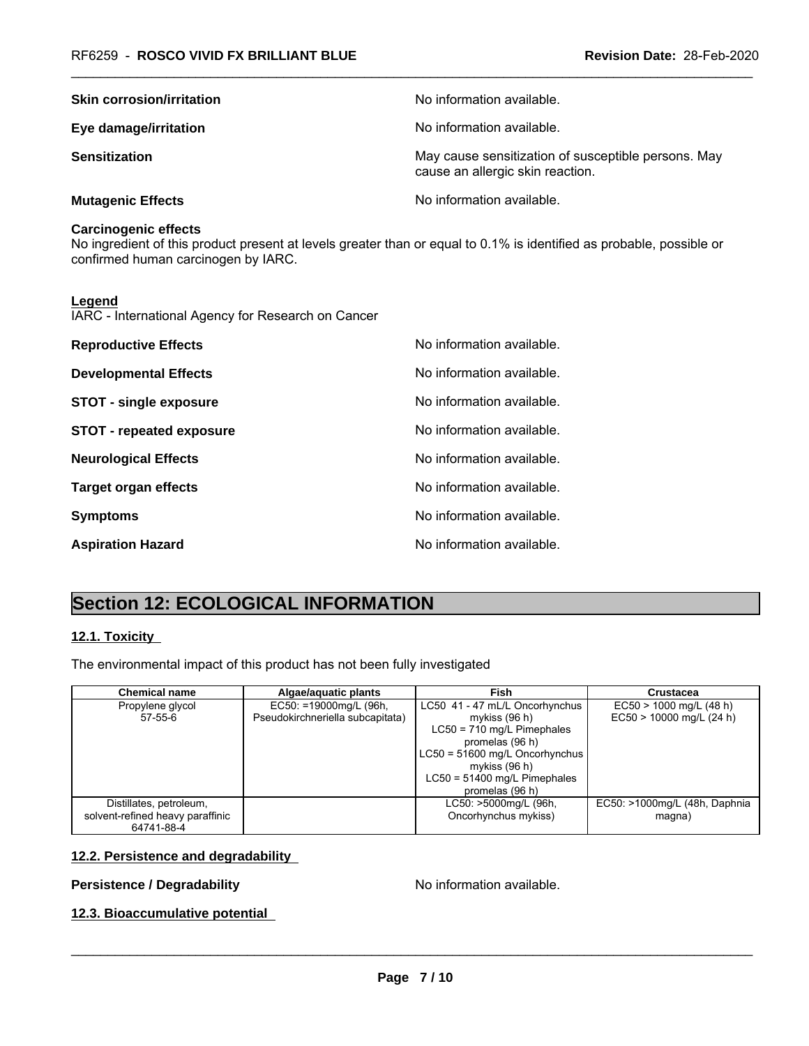**Skin corrosion/irritation** No information available.

**Eye damage/irritation** No information available.

**Sensitization** May cause sensitization of susceptible persons. May cause an allergic skin reaction.

**Mutagenic Effects** No information available.

**Carcinogenic effects**

No ingredient of this product present at levels greater than or equal to 0.1% is identified as probable, possible or confirmed human carcinogen by IARC.

**Legend**

IARC - International Agency for Research on Cancer

**Reproductive Effects** No information available.

**Developmental Effects** No information available.

**STOT - single exposure** No information available.

**STOT - repeated exposure** No information available.

**Neurological Effects** No information available.

**Target organ effects** No information available.

**Symptoms** No information available.

**Aspiration Hazard** No information available.

# Section 12: ECOLOGICAL INFORMATION

## 12.1. Toxicity

The environmental impact of this product has not been fully investigated

| Chemical name | Algae/aquatic plants | Fish | Crustacea |
|---|---|---|---|
| Propylene glycol 57-55-6 | EC50: =19000mg/L (96h, Pseudokirchneriella subcapitata) | LC50 41 - 47 mL/L Oncorhynchus mykiss (96 h) LC50 = 710 mg/L Pimephales promelas (96 h) LC50 = 51600 mg/L Oncorhynchus mykiss (96 h) LC50 = 51400 mg/L Pimephales promelas (96 h) | EC50 > 1000 mg/L (48 h) EC50 > 10000 mg/L (24 h) |
| Distillates, petroleum, solvent-refined heavy paraffinic 64741-88-4 | | LC50: >5000mg/L (96h, Oncorhynchus mykiss) | EC50: >1000mg/L (48h, Daphnia magna) |

## 12.2. Persistence and degradability

**Persistence / Degradability** No information available.

## 12.3. Bioaccumulative potential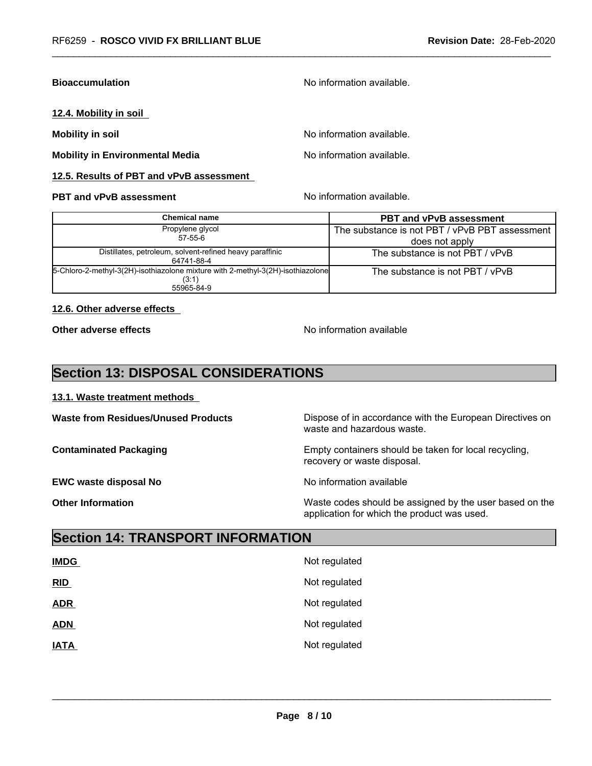**Bioaccumulation** No information available.

**12.4. Mobility in soil**

**Mobility in soil** No information available.

**Mobility in Environmental Media** No information available.

**12.5. Results of PBT and vPvB assessment**

**PBT and vPvB assessment** No information available.

| Chemical name | PBT and vPvB assessment |
|---|---|
| Propylene glycol<br>57-55-6 | The substance is not PBT / vPvB PBT assessment does not apply |
| Distillates, petroleum, solvent-refined heavy paraffinic<br>64741-88-4 | The substance is not PBT / vPvB |
| 5-Chloro-2-methyl-3(2H)-isothiazolone mixture with 2-methyl-3(2H)-isothiazolone (3:1)<br>55965-84-9 | The substance is not PBT / vPvB |

**12.6. Other adverse effects**

**Other adverse effects** No information available

## Section 13: DISPOSAL CONSIDERATIONS

**13.1. Waste treatment methods**

**Waste from Residues/Unused Products** Dispose of in accordance with the European Directives on waste and hazardous waste.

**Contaminated Packaging** Empty containers should be taken for local recycling, recovery or waste disposal.

**EWC waste disposal No** No information available

**Other Information** Waste codes should be assigned by the user based on the application for which the product was used.

## Section 14: TRANSPORT INFORMATION

**IMDG** Not regulated

**RID** Not regulated

**ADR** Not regulated

**ADN** Not regulated

**IATA** Not regulated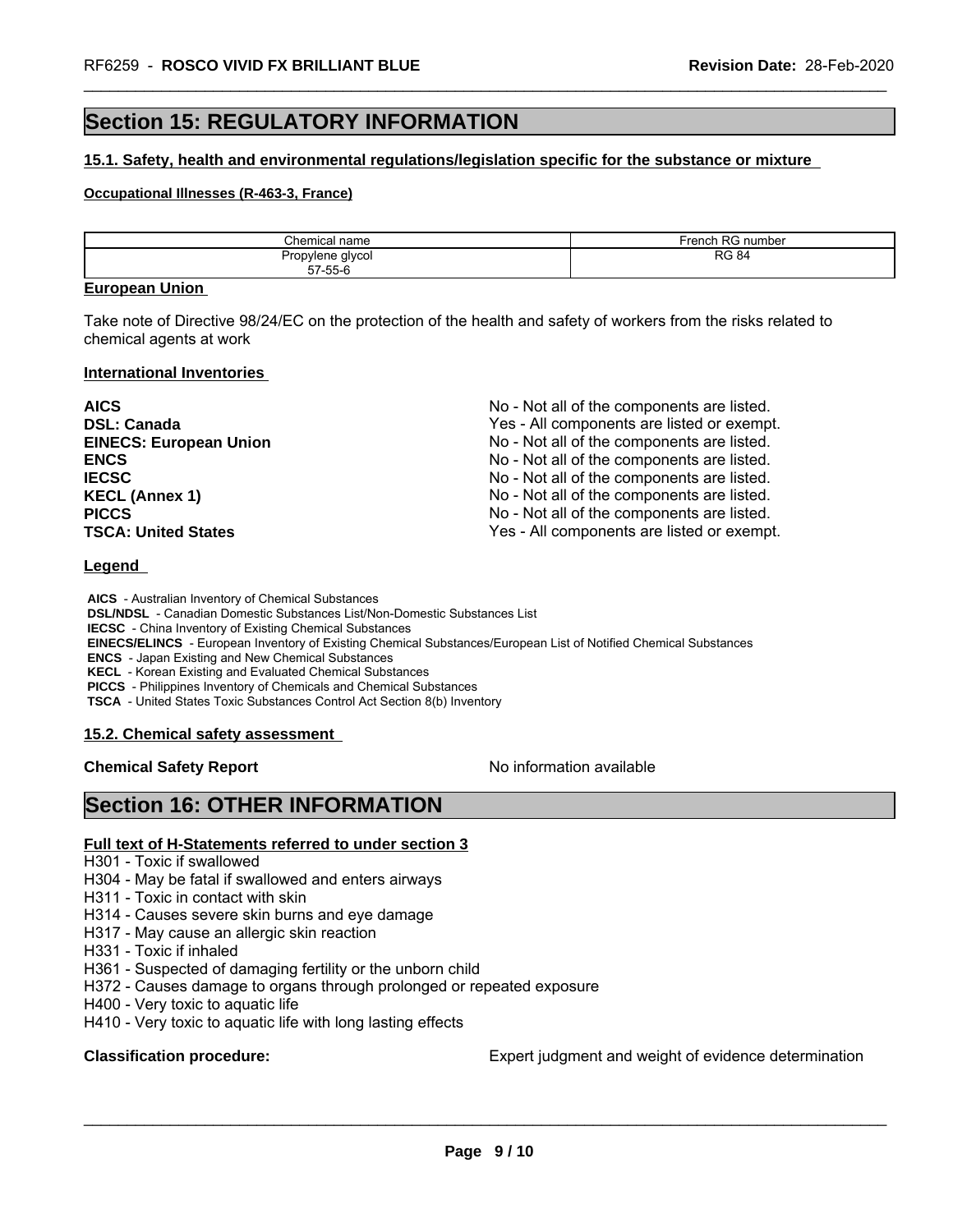## Section 15: REGULATORY INFORMATION

### 15.1. Safety, health and environmental regulations/legislation specific for the substance or mixture

**Occupational Illnesses (R-463-3, France)**

| Chemical name | French RG number |
|---|---|
| Propylene glycol<br>57-55-6 | RG 84 |

**European Union**

Take note of Directive 98/24/EC on the protection of the health and safety of workers from the risks related to chemical agents at work

**International Inventories**

| | |
|---|---|
| **AICS** | No - Not all of the components are listed. |
| **DSL: Canada** | Yes - All components are listed or exempt. |
| **EINECS: European Union** | No - Not all of the components are listed. |
| **ENCS** | No - Not all of the components are listed. |
| **IECSC** | No - Not all of the components are listed. |
| **KECL (Annex 1)** | No - Not all of the components are listed. |
| **PICCS** | No - Not all of the components are listed. |
| **TSCA: United States** | Yes - All components are listed or exempt. |

**Legend**

**AICS** - Australian Inventory of Chemical Substances
**DSL/NDSL** - Canadian Domestic Substances List/Non-Domestic Substances List
**IECSC** - China Inventory of Existing Chemical Substances
**EINECS/ELINCS** - European Inventory of Existing Chemical Substances/European List of Notified Chemical Substances
**ENCS** - Japan Existing and New Chemical Substances
**KECL** - Korean Existing and Evaluated Chemical Substances
**PICCS** - Philippines Inventory of Chemicals and Chemical Substances
**TSCA** - United States Toxic Substances Control Act Section 8(b) Inventory

### 15.2. Chemical safety assessment

**Chemical Safety Report** No information available

## Section 16: OTHER INFORMATION

**Full text of H-Statements referred to under section 3**

H301 - Toxic if swallowed
H304 - May be fatal if swallowed and enters airways
H311 - Toxic in contact with skin
H314 - Causes severe skin burns and eye damage
H317 - May cause an allergic skin reaction
H331 - Toxic if inhaled
H361 - Suspected of damaging fertility or the unborn child
H372 - Causes damage to organs through prolonged or repeated exposure
H400 - Very toxic to aquatic life
H410 - Very toxic to aquatic life with long lasting effects

**Classification procedure:** Expert judgment and weight of evidence determination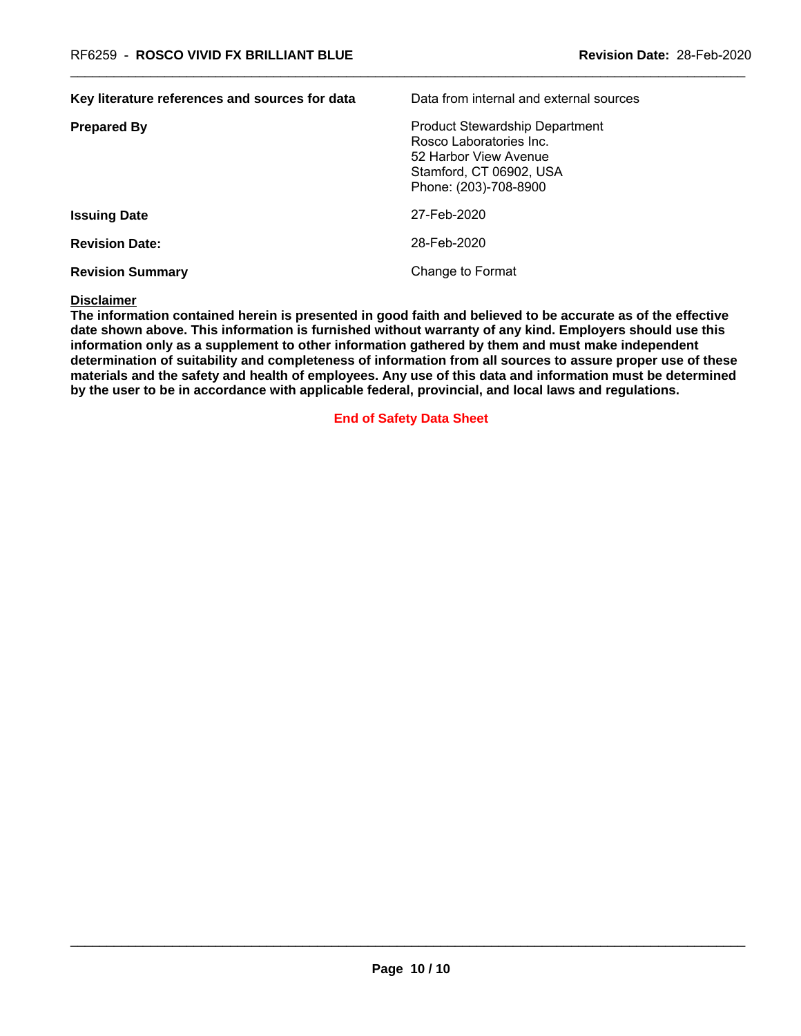**Key literature references and sources for data** Data from internal and external sources

**Prepared By** Product Stewardship Department
Rosco Laboratories Inc.
52 Harbor View Avenue
Stamford, CT 06902, USA
Phone: (203)-708-8900

**Issuing Date** 27-Feb-2020

**Revision Date:** 28-Feb-2020

**Revision Summary** Change to Format

**Disclaimer**

**The information contained herein is presented in good faith and believed to be accurate as of the effective date shown above. This information is furnished without warranty of any kind. Employers should use this information only as a supplement to other information gathered by them and must make independent determination of suitability and completeness of information from all sources to assure proper use of these materials and the safety and health of employees. Any use of this data and information must be determined by the user to be in accordance with applicable federal, provincial, and local laws and regulations.**

**End of Safety Data Sheet**